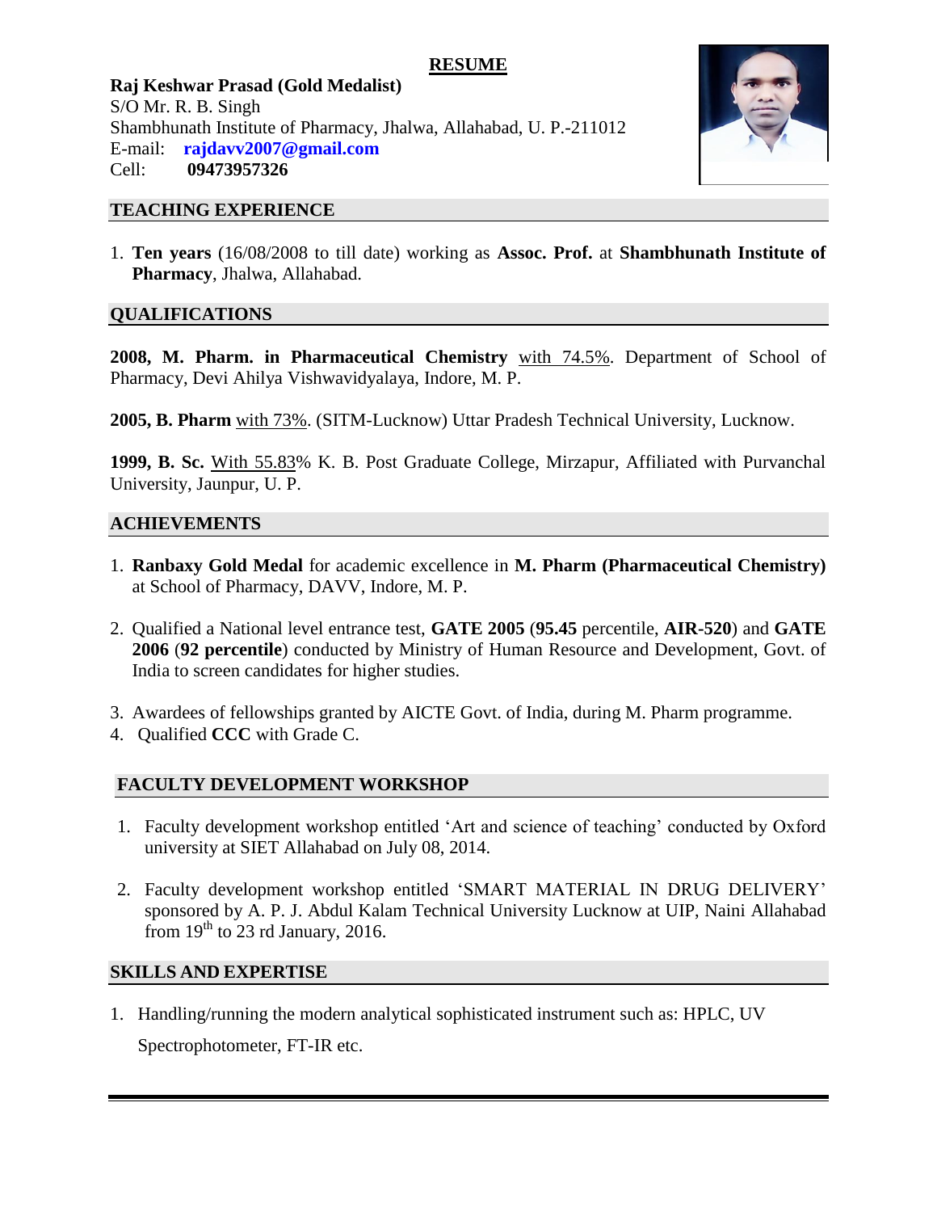# RESUME

**Raj Keshwar Prasad (Gold Medalist)**
S/O Mr. R. B. Singh
Shambhunath Institute of Pharmacy, Jhalwa, Allahabad, U. P.-211012
E-mail: **rajdavv2007@gmail.com**
Cell: **09473957326**

## TEACHING EXPERIENCE

1. **Ten years** (16/08/2008 to till date) working as **Assoc. Prof.** at **Shambhunath Institute of Pharmacy**, Jhalwa, Allahabad.

## QUALIFICATIONS

**2008, M. Pharm. in Pharmaceutical Chemistry** with 74.5%. Department of School of Pharmacy, Devi Ahilya Vishwavidyalaya, Indore, M. P.

**2005, B. Pharm** with 73%. (SITM-Lucknow) Uttar Pradesh Technical University, Lucknow.

**1999, B. Sc.** With 55.83% K. B. Post Graduate College, Mirzapur, Affiliated with Purvanchal University, Jaunpur, U. P.

## ACHIEVEMENTS

1. **Ranbaxy Gold Medal** for academic excellence in **M. Pharm (Pharmaceutical Chemistry)** at School of Pharmacy, DAVV, Indore, M. P.
2. Qualified a National level entrance test, **GATE 2005** (**95.45** percentile, **AIR-520**) and **GATE 2006** (**92 percentile**) conducted by Ministry of Human Resource and Development, Govt. of India to screen candidates for higher studies.
3. Awardees of fellowships granted by AICTE Govt. of India, during M. Pharm programme.
4. Qualified **CCC** with Grade C.

## FACULTY DEVELOPMENT WORKSHOP

1. Faculty development workshop entitled 'Art and science of teaching' conducted by Oxford university at SIET Allahabad on July 08, 2014.
2. Faculty development workshop entitled 'SMART MATERIAL IN DRUG DELIVERY' sponsored by A. P. J. Abdul Kalam Technical University Lucknow at UIP, Naini Allahabad from 19th to 23 rd January, 2016.

## SKILLS AND EXPERTISE

1. Handling/running the modern analytical sophisticated instrument such as: HPLC, UV Spectrophotometer, FT-IR etc.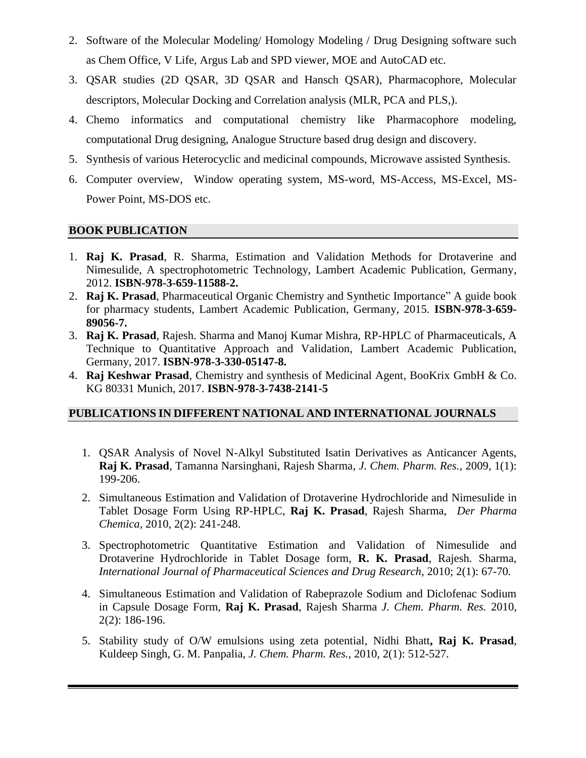2. Software of the Molecular Modeling/ Homology Modeling / Drug Designing software such as Chem Office, V Life, Argus Lab and SPD viewer, MOE and AutoCAD etc.
3. QSAR studies (2D QSAR, 3D QSAR and Hansch QSAR), Pharmacophore, Molecular descriptors, Molecular Docking and Correlation analysis (MLR, PCA and PLS,).
4. Chemo informatics and computational chemistry like Pharmacophore modeling, computational Drug designing, Analogue Structure based drug design and discovery.
5. Synthesis of various Heterocyclic and medicinal compounds, Microwave assisted Synthesis.
6. Computer overview, Window operating system, MS-word, MS-Access, MS-Excel, MS-Power Point, MS-DOS etc.

## BOOK PUBLICATION

1. **Raj K. Prasad**, R. Sharma, Estimation and Validation Methods for Drotaverine and Nimesulide, A spectrophotometric Technology, Lambert Academic Publication, Germany, 2012. **ISBN-978-3-659-11588-2.**
2. **Raj K. Prasad**, Pharmaceutical Organic Chemistry and Synthetic Importance" A guide book for pharmacy students, Lambert Academic Publication, Germany, 2015. **ISBN-978-3-659-89056-7.**
3. **Raj K. Prasad**, Rajesh. Sharma and Manoj Kumar Mishra, RP-HPLC of Pharmaceuticals, A Technique to Quantitative Approach and Validation, Lambert Academic Publication, Germany, 2017. **ISBN-978-3-330-05147-8.**
4. **Raj Keshwar Prasad**, Chemistry and synthesis of Medicinal Agent, BooKrix GmbH & Co. KG 80331 Munich, 2017. **ISBN-978-3-7438-2141-5**

## PUBLICATIONS IN DIFFERENT NATIONAL AND INTERNATIONAL JOURNALS

1. QSAR Analysis of Novel N-Alkyl Substituted Isatin Derivatives as Anticancer Agents, **Raj K. Prasad**, Tamanna Narsinghani, Rajesh Sharma, *J. Chem. Pharm. Res.*, 2009, 1(1): 199-206.
2. Simultaneous Estimation and Validation of Drotaverine Hydrochloride and Nimesulide in Tablet Dosage Form Using RP-HPLC, **Raj K. Prasad**, Rajesh Sharma, *Der Pharma Chemica*, 2010, 2(2): 241-248.
3. Spectrophotometric Quantitative Estimation and Validation of Nimesulide and Drotaverine Hydrochloride in Tablet Dosage form, **R. K. Prasad**, Rajesh. Sharma, *International Journal of Pharmaceutical Sciences and Drug Research*, 2010; 2(1): 67-70.
4. Simultaneous Estimation and Validation of Rabeprazole Sodium and Diclofenac Sodium in Capsule Dosage Form, **Raj K. Prasad**, Rajesh Sharma *J. Chem. Pharm. Res.* 2010, 2(2): 186-196.
5. Stability study of O/W emulsions using zeta potential, Nidhi Bhatt**, Raj K. Prasad**, Kuldeep Singh, G. M. Panpalia, *J. Chem. Pharm. Res.*, 2010, 2(1): 512-527.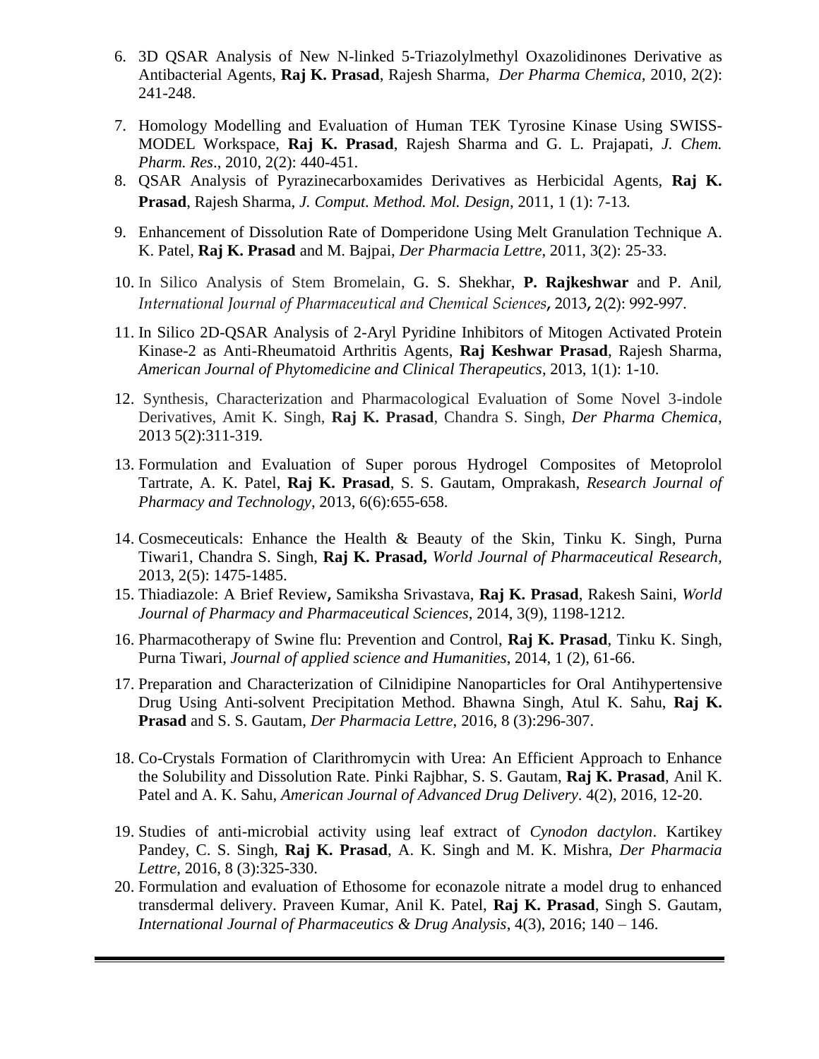6. 3D QSAR Analysis of New N-linked 5-Triazolylmethyl Oxazolidinones Derivative as Antibacterial Agents, **Raj K. Prasad**, Rajesh Sharma, *Der Pharma Chemica*, 2010, 2(2): 241-248.

7. Homology Modelling and Evaluation of Human TEK Tyrosine Kinase Using SWISS-MODEL Workspace, **Raj K. Prasad**, Rajesh Sharma and G. L. Prajapati, *J. Chem. Pharm. Res*., 2010, 2(2): 440-451.

8. QSAR Analysis of Pyrazinecarboxamides Derivatives as Herbicidal Agents, **Raj K. Prasad**, Rajesh Sharma, *J. Comput. Method. Mol. Design*, 2011, 1 (1): 7-13.

9. Enhancement of Dissolution Rate of Domperidone Using Melt Granulation Technique A. K. Patel, **Raj K. Prasad** and M. Bajpai, *Der Pharmacia Lettre*, 2011, 3(2): 25-33.

10. In Silico Analysis of Stem Bromelain, G. S. Shekhar, **P. Rajkeshwar** and P. Anil, *International Journal of Pharmaceutical and Chemical Sciences*, 2013, 2(2): 992-997.

11. In Silico 2D-QSAR Analysis of 2-Aryl Pyridine Inhibitors of Mitogen Activated Protein Kinase-2 as Anti-Rheumatoid Arthritis Agents, **Raj Keshwar Prasad**, Rajesh Sharma, *American Journal of Phytomedicine and Clinical Therapeutics*, 2013, 1(1): 1-10.

12. Synthesis, Characterization and Pharmacological Evaluation of Some Novel 3-indole Derivatives, Amit K. Singh, **Raj K. Prasad**, Chandra S. Singh, *Der Pharma Chemica*, 2013 5(2):311-319.

13. Formulation and Evaluation of Super porous Hydrogel Composites of Metoprolol Tartrate, A. K. Patel, **Raj K. Prasad**, S. S. Gautam, Omprakash, *Research Journal of Pharmacy and Technology*, 2013, 6(6):655-658.

14. Cosmeceuticals: Enhance the Health & Beauty of the Skin, Tinku K. Singh, Purna Tiwari1, Chandra S. Singh, **Raj K. Prasad,** *World Journal of Pharmaceutical Research*, 2013, 2(5): 1475-1485.

15. Thiadiazole: A Brief Review**,** Samiksha Srivastava, **Raj K. Prasad**, Rakesh Saini, *World Journal of Pharmacy and Pharmaceutical Sciences*, 2014, 3(9), 1198-1212.

16. Pharmacotherapy of Swine flu: Prevention and Control, **Raj K. Prasad**, Tinku K. Singh, Purna Tiwari, *Journal of applied science and Humanities*, 2014, 1 (2), 61-66.

17. Preparation and Characterization of Cilnidipine Nanoparticles for Oral Antihypertensive Drug Using Anti-solvent Precipitation Method. Bhawna Singh, Atul K. Sahu, **Raj K. Prasad** and S. S. Gautam, *Der Pharmacia Lettre*, 2016, 8 (3):296-307.

18. Co-Crystals Formation of Clarithromycin with Urea: An Efficient Approach to Enhance the Solubility and Dissolution Rate. Pinki Rajbhar, S. S. Gautam, **Raj K. Prasad**, Anil K. Patel and A. K. Sahu, *American Journal of Advanced Drug Delivery*. 4(2), 2016, 12-20.

19. Studies of anti-microbial activity using leaf extract of *Cynodon dactylon*. Kartikey Pandey, C. S. Singh, **Raj K. Prasad**, A. K. Singh and M. K. Mishra, *Der Pharmacia Lettre*, 2016, 8 (3):325-330.

20. Formulation and evaluation of Ethosome for econazole nitrate a model drug to enhanced transdermal delivery. Praveen Kumar, Anil K. Patel, **Raj K. Prasad**, Singh S. Gautam, *International Journal of Pharmaceutics & Drug Analysis*, 4(3), 2016; 140 – 146.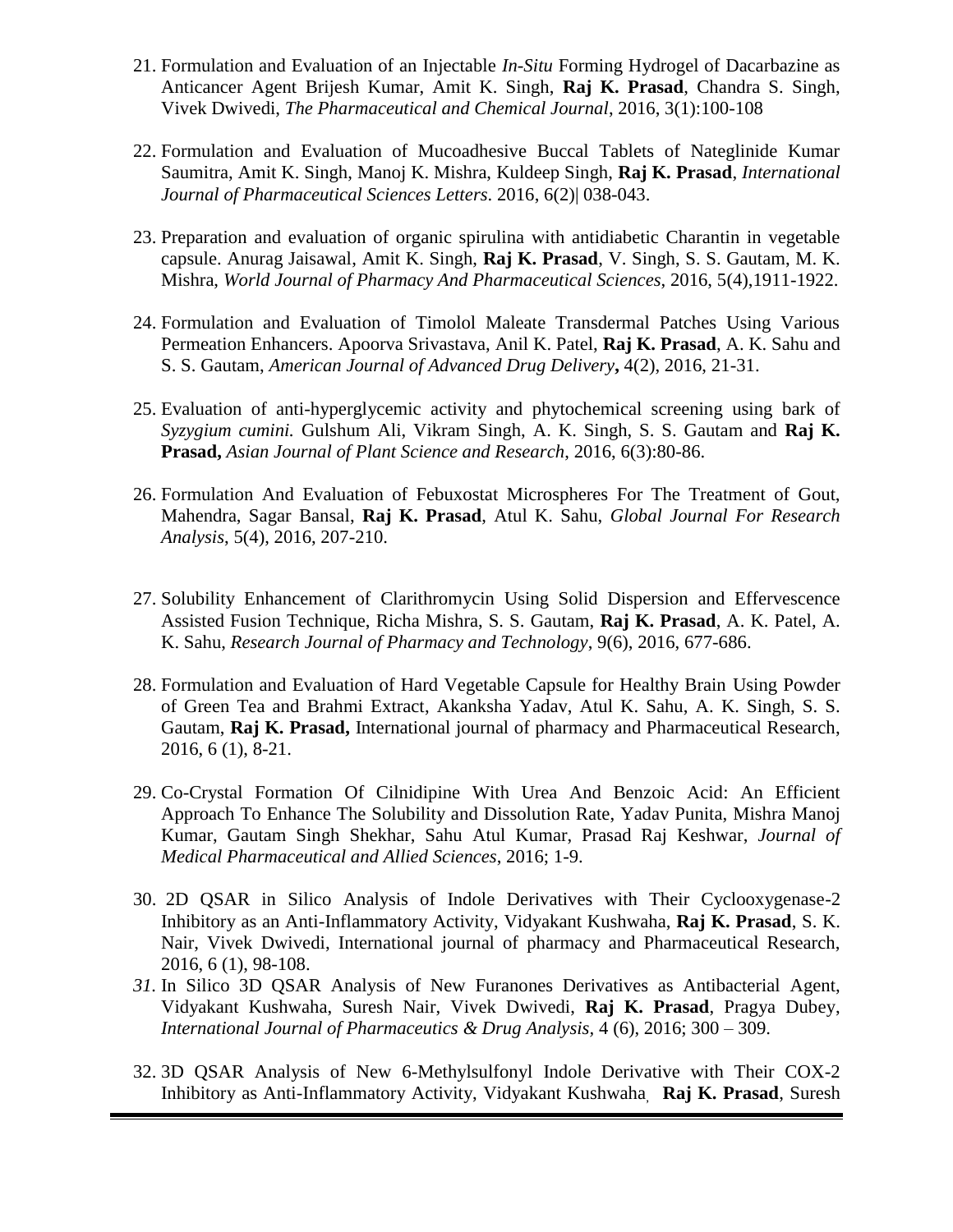21. Formulation and Evaluation of an Injectable *In-Situ* Forming Hydrogel of Dacarbazine as Anticancer Agent Brijesh Kumar, Amit K. Singh, **Raj K. Prasad**, Chandra S. Singh, Vivek Dwivedi, *The Pharmaceutical and Chemical Journal*, 2016, 3(1):100-108

22. Formulation and Evaluation of Mucoadhesive Buccal Tablets of Nateglinide Kumar Saumitra, Amit K. Singh, Manoj K. Mishra, Kuldeep Singh, **Raj K. Prasad**, *International Journal of Pharmaceutical Sciences Letters*. 2016, 6(2)| 038-043.

23. Preparation and evaluation of organic spirulina with antidiabetic Charantin in vegetable capsule. Anurag Jaisawal, Amit K. Singh, **Raj K. Prasad**, V. Singh, S. S. Gautam, M. K. Mishra, *World Journal of Pharmacy And Pharmaceutical Sciences*, 2016, 5(4),1911-1922.

24. Formulation and Evaluation of Timolol Maleate Transdermal Patches Using Various Permeation Enhancers. Apoorva Srivastava, Anil K. Patel, **Raj K. Prasad**, A. K. Sahu and S. S. Gautam, *American Journal of Advanced Drug Delivery***,** 4(2), 2016, 21-31.

25. Evaluation of anti-hyperglycemic activity and phytochemical screening using bark of *Syzygium cumini.* Gulshum Ali, Vikram Singh, A. K. Singh, S. S. Gautam and **Raj K. Prasad,** *Asian Journal of Plant Science and Research*, 2016, 6(3):80-86.

26. Formulation And Evaluation of Febuxostat Microspheres For The Treatment of Gout, Mahendra, Sagar Bansal, **Raj K. Prasad**, Atul K. Sahu, *Global Journal For Research Analysis*, 5(4), 2016, 207-210.

27. Solubility Enhancement of Clarithromycin Using Solid Dispersion and Effervescence Assisted Fusion Technique, Richa Mishra, S. S. Gautam, **Raj K. Prasad**, A. K. Patel, A. K. Sahu, *Research Journal of Pharmacy and Technology*, 9(6), 2016, 677-686.

28. Formulation and Evaluation of Hard Vegetable Capsule for Healthy Brain Using Powder of Green Tea and Brahmi Extract, Akanksha Yadav, Atul K. Sahu, A. K. Singh, S. S. Gautam, **Raj K. Prasad,** International journal of pharmacy and Pharmaceutical Research, 2016, 6 (1), 8-21.

29. Co-Crystal Formation Of Cilnidipine With Urea And Benzoic Acid: An Efficient Approach To Enhance The Solubility and Dissolution Rate, Yadav Punita, Mishra Manoj Kumar, Gautam Singh Shekhar, Sahu Atul Kumar, Prasad Raj Keshwar, *Journal of Medical Pharmaceutical and Allied Sciences*, 2016; 1-9.

30. 2D QSAR in Silico Analysis of Indole Derivatives with Their Cyclooxygenase-2 Inhibitory as an Anti-Inflammatory Activity, Vidyakant Kushwaha, **Raj K. Prasad**, S. K. Nair, Vivek Dwivedi, International journal of pharmacy and Pharmaceutical Research, 2016, 6 (1), 98-108.

31. In Silico 3D QSAR Analysis of New Furanones Derivatives as Antibacterial Agent, Vidyakant Kushwaha, Suresh Nair, Vivek Dwivedi, **Raj K. Prasad**, Pragya Dubey, *International Journal of Pharmaceutics & Drug Analysis,* 4 (6), 2016; 300 – 309.

32. 3D QSAR Analysis of New 6-Methylsulfonyl Indole Derivative with Their COX-2 Inhibitory as Anti-Inflammatory Activity, Vidyakant Kushwaha, **Raj K. Prasad**, Suresh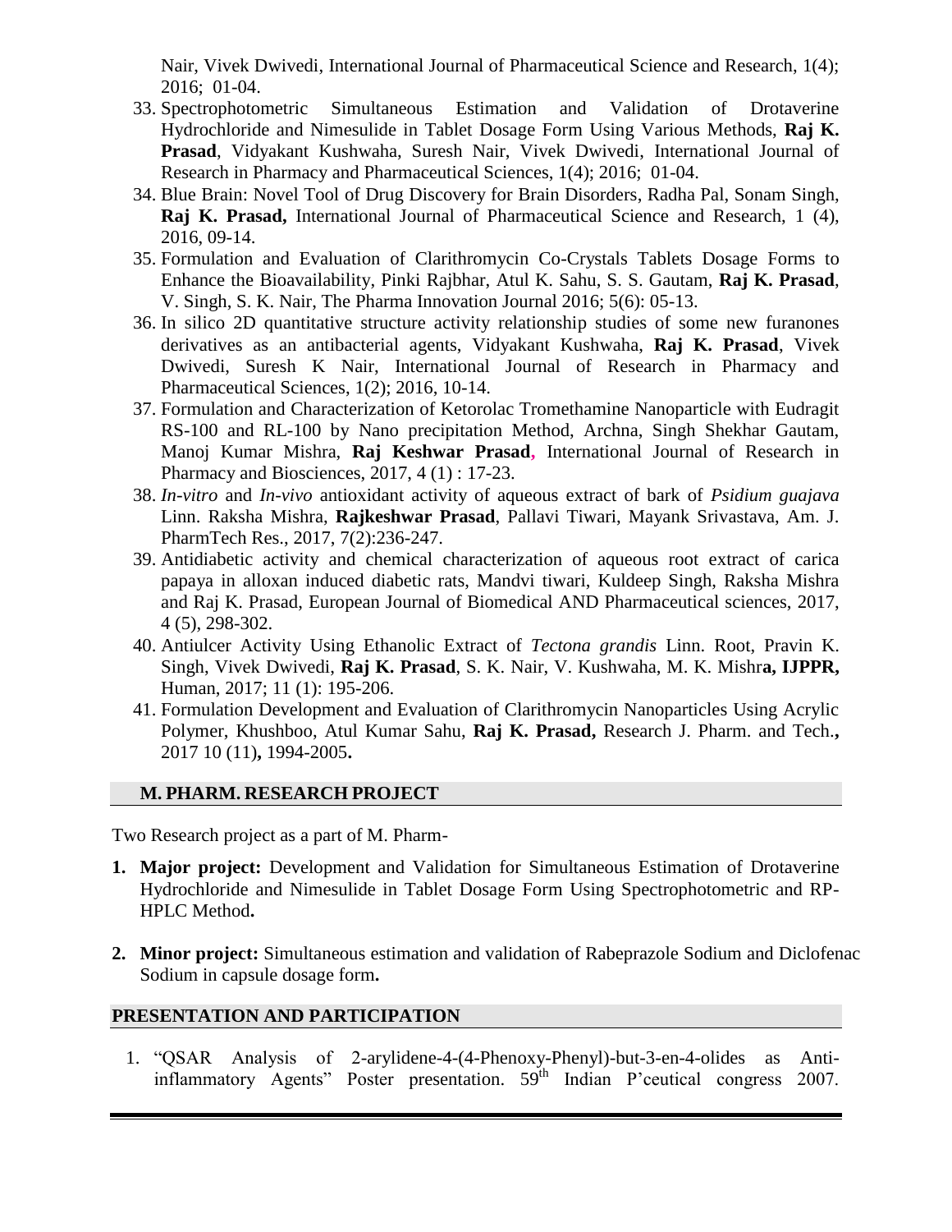Nair, Vivek Dwivedi, International Journal of Pharmaceutical Science and Research, 1(4); 2016; 01-04.

33. Spectrophotometric Simultaneous Estimation and Validation of Drotaverine Hydrochloride and Nimesulide in Tablet Dosage Form Using Various Methods, **Raj K. Prasad**, Vidyakant Kushwaha, Suresh Nair, Vivek Dwivedi, International Journal of Research in Pharmacy and Pharmaceutical Sciences, 1(4); 2016; 01-04.
34. Blue Brain: Novel Tool of Drug Discovery for Brain Disorders, Radha Pal, Sonam Singh, **Raj K. Prasad,** International Journal of Pharmaceutical Science and Research, 1 (4), 2016, 09-14.
35. Formulation and Evaluation of Clarithromycin Co-Crystals Tablets Dosage Forms to Enhance the Bioavailability, Pinki Rajbhar, Atul K. Sahu, S. S. Gautam, **Raj K. Prasad**, V. Singh, S. K. Nair, The Pharma Innovation Journal 2016; 5(6): 05-13.
36. In silico 2D quantitative structure activity relationship studies of some new furanones derivatives as an antibacterial agents, Vidyakant Kushwaha, **Raj K. Prasad**, Vivek Dwivedi, Suresh K Nair, International Journal of Research in Pharmacy and Pharmaceutical Sciences, 1(2); 2016, 10-14.
37. Formulation and Characterization of Ketorolac Tromethamine Nanoparticle with Eudragit RS-100 and RL-100 by Nano precipitation Method, Archna, Singh Shekhar Gautam, Manoj Kumar Mishra, **Raj Keshwar Prasad,** International Journal of Research in Pharmacy and Biosciences, 2017, 4 (1) : 17-23.
38. *In-vitro* and *In-vivo* antioxidant activity of aqueous extract of bark of *Psidium guajava* Linn. Raksha Mishra, **Rajkeshwar Prasad**, Pallavi Tiwari, Mayank Srivastava, Am. J. PharmTech Res., 2017, 7(2):236-247.
39. Antidiabetic activity and chemical characterization of aqueous root extract of carica papaya in alloxan induced diabetic rats, Mandvi tiwari, Kuldeep Singh, Raksha Mishra and Raj K. Prasad, European Journal of Biomedical AND Pharmaceutical sciences, 2017, 4 (5), 298-302.
40. Antiulcer Activity Using Ethanolic Extract of *Tectona grandis* Linn. Root, Pravin K. Singh, Vivek Dwivedi, **Raj K. Prasad**, S. K. Nair, V. Kushwaha, M. K. Mishr**a, IJPPR,** Human, 2017; 11 (1): 195-206.
41. Formulation Development and Evaluation of Clarithromycin Nanoparticles Using Acrylic Polymer, Khushboo, Atul Kumar Sahu, **Raj K. Prasad,** Research J. Pharm. and Tech.**,** 2017 10 (11)**,** 1994-2005**.**

## M. PHARM. RESEARCH PROJECT

Two Research project as a part of M. Pharm-

1. **Major project:** Development and Validation for Simultaneous Estimation of Drotaverine Hydrochloride and Nimesulide in Tablet Dosage Form Using Spectrophotometric and RP-HPLC Method**.**

2. **Minor project:** Simultaneous estimation and validation of Rabeprazole Sodium and Diclofenac Sodium in capsule dosage form**.**

## PRESENTATION AND PARTICIPATION

1. "QSAR Analysis of 2-arylidene-4-(4-Phenoxy-Phenyl)-but-3-en-4-olides as Anti-inflammatory Agents" Poster presentation. 59$^{th}$ Indian P'ceutical congress 2007.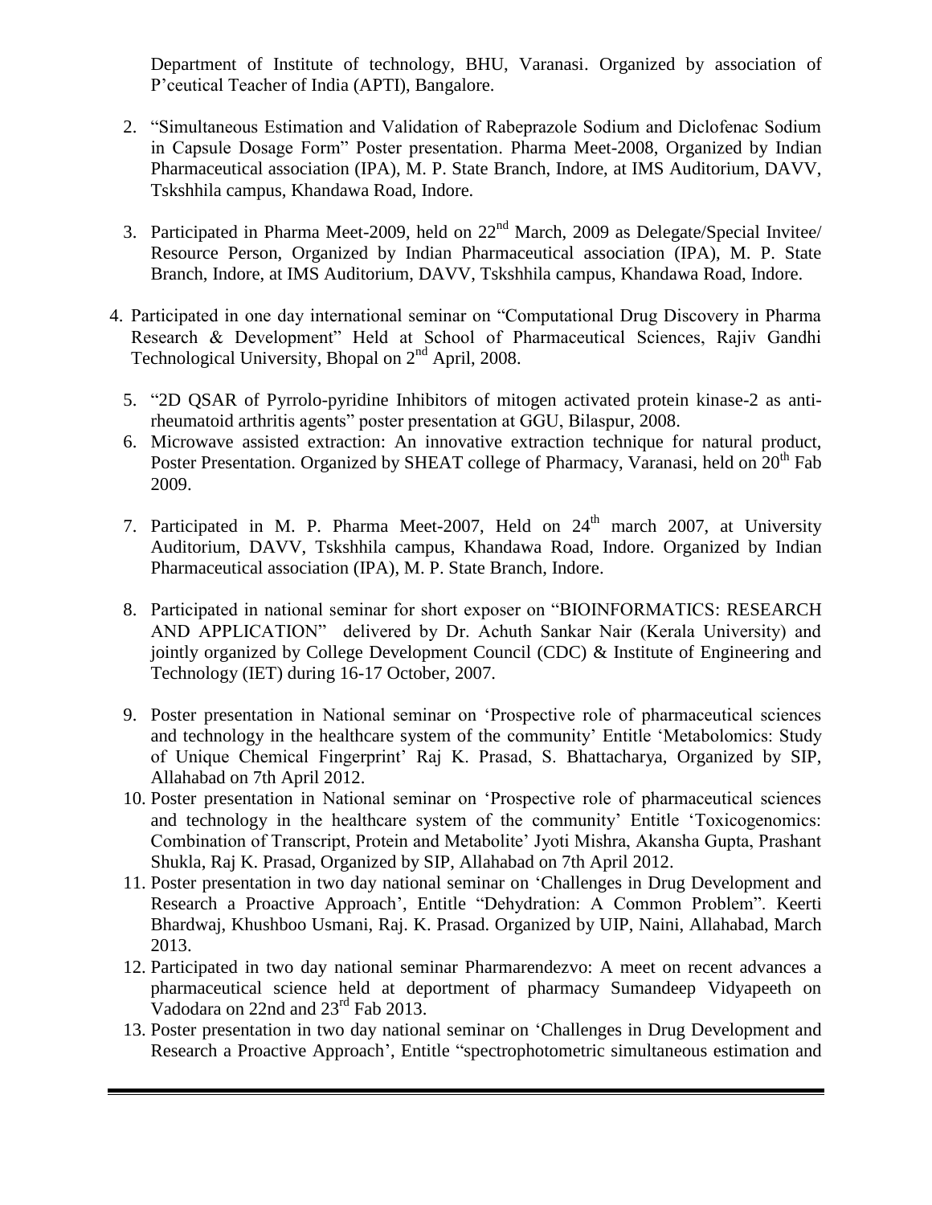Department of Institute of technology, BHU, Varanasi. Organized by association of P'ceutical Teacher of India (APTI), Bangalore.

2. "Simultaneous Estimation and Validation of Rabeprazole Sodium and Diclofenac Sodium in Capsule Dosage Form" Poster presentation. Pharma Meet-2008, Organized by Indian Pharmaceutical association (IPA), M. P. State Branch, Indore, at IMS Auditorium, DAVV, Tskshhila campus, Khandawa Road, Indore.

3. Participated in Pharma Meet-2009, held on 22nd March, 2009 as Delegate/Special Invitee/ Resource Person, Organized by Indian Pharmaceutical association (IPA), M. P. State Branch, Indore, at IMS Auditorium, DAVV, Tskshhila campus, Khandawa Road, Indore.

4. Participated in one day international seminar on "Computational Drug Discovery in Pharma Research & Development" Held at School of Pharmaceutical Sciences, Rajiv Gandhi Technological University, Bhopal on 2nd April, 2008.

5. "2D QSAR of Pyrrolo-pyridine Inhibitors of mitogen activated protein kinase-2 as anti-rheumatoid arthritis agents" poster presentation at GGU, Bilaspur, 2008.
6. Microwave assisted extraction: An innovative extraction technique for natural product, Poster Presentation. Organized by SHEAT college of Pharmacy, Varanasi, held on 20th Fab 2009.

7. Participated in M. P. Pharma Meet-2007, Held on 24th march 2007, at University Auditorium, DAVV, Tskshhila campus, Khandawa Road, Indore. Organized by Indian Pharmaceutical association (IPA), M. P. State Branch, Indore.

8. Participated in national seminar for short exposer on "BIOINFORMATICS: RESEARCH AND APPLICATION" delivered by Dr. Achuth Sankar Nair (Kerala University) and jointly organized by College Development Council (CDC) & Institute of Engineering and Technology (IET) during 16-17 October, 2007.

9. Poster presentation in National seminar on 'Prospective role of pharmaceutical sciences and technology in the healthcare system of the community' Entitle 'Metabolomics: Study of Unique Chemical Fingerprint' Raj K. Prasad, S. Bhattacharya, Organized by SIP, Allahabad on 7th April 2012.
10. Poster presentation in National seminar on 'Prospective role of pharmaceutical sciences and technology in the healthcare system of the community' Entitle 'Toxicogenomics: Combination of Transcript, Protein and Metabolite' Jyoti Mishra, Akansha Gupta, Prashant Shukla, Raj K. Prasad, Organized by SIP, Allahabad on 7th April 2012.
11. Poster presentation in two day national seminar on 'Challenges in Drug Development and Research a Proactive Approach', Entitle "Dehydration: A Common Problem". Keerti Bhardwaj, Khushboo Usmani, Raj. K. Prasad. Organized by UIP, Naini, Allahabad, March 2013.
12. Participated in two day national seminar Pharmarendezvo: A meet on recent advances a pharmaceutical science held at deportment of pharmacy Sumandeep Vidyapeeth on Vadodara on 22nd and 23rd Fab 2013.
13. Poster presentation in two day national seminar on 'Challenges in Drug Development and Research a Proactive Approach', Entitle "spectrophotometric simultaneous estimation and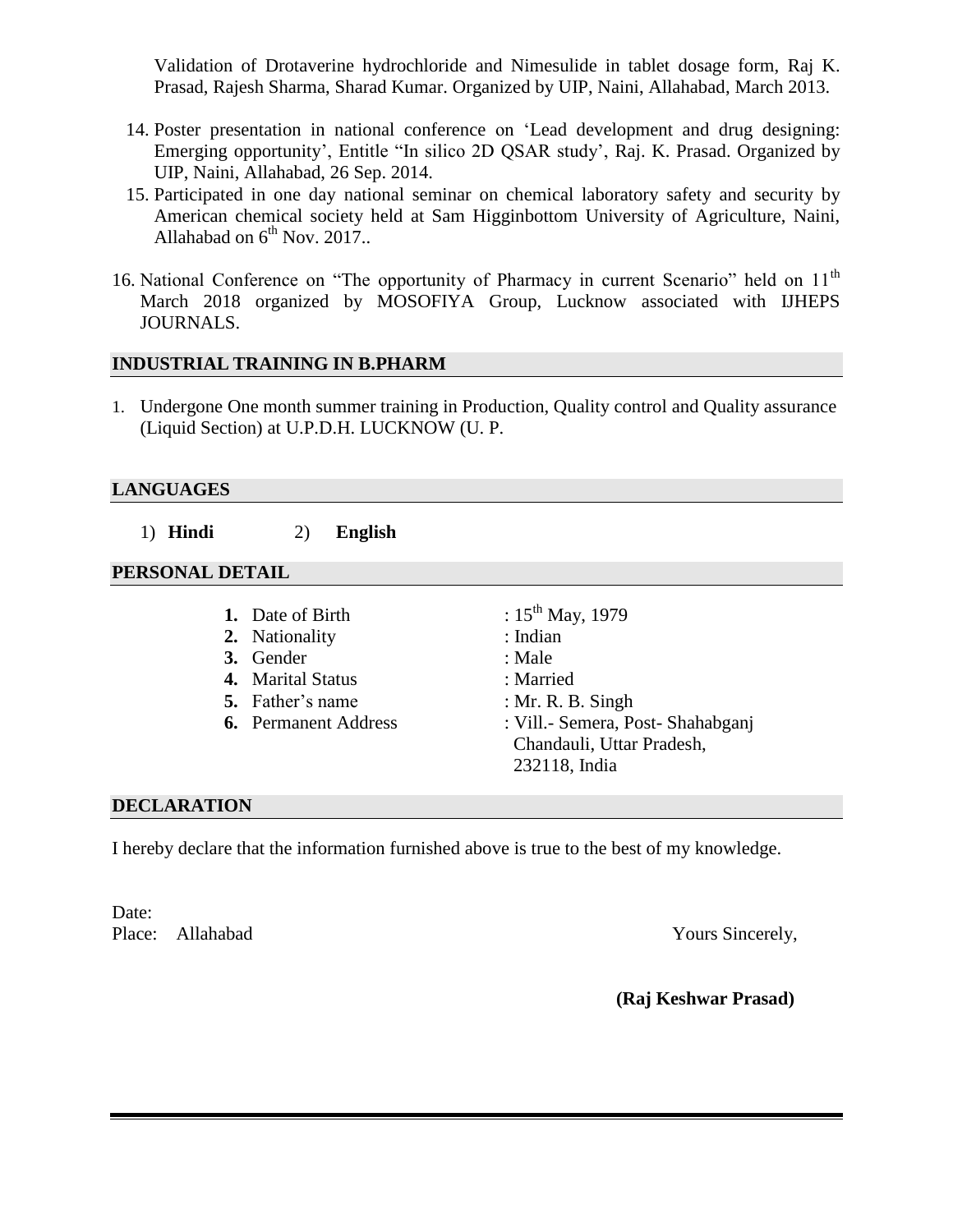Validation of Drotaverine hydrochloride and Nimesulide in tablet dosage form, Raj K. Prasad, Rajesh Sharma, Sharad Kumar. Organized by UIP, Naini, Allahabad, March 2013.

14. Poster presentation in national conference on 'Lead development and drug designing: Emerging opportunity', Entitle "In silico 2D QSAR study', Raj. K. Prasad. Organized by UIP, Naini, Allahabad, 26 Sep. 2014.
15. Participated in one day national seminar on chemical laboratory safety and security by American chemical society held at Sam Higginbottom University of Agriculture, Naini, Allahabad on 6th Nov. 2017..
16. National Conference on "The opportunity of Pharmacy in current Scenario" held on 11th March 2018 organized by MOSOFIYA Group, Lucknow associated with IJHEPS JOURNALS.

## INDUSTRIAL TRAINING IN B.PHARM

1. Undergone One month summer training in Production, Quality control and Quality assurance (Liquid Section) at U.P.D.H. LUCKNOW (U. P.

## LANGUAGES

1) **Hindi** 2) **English**

## PERSONAL DETAIL

| | |
|---|---|
| **1.** Date of Birth | : 15th May, 1979 |
| **2.** Nationality | : Indian |
| **3.** Gender | : Male |
| **4.** Marital Status | : Married |
| **5.** Father's name | : Mr. R. B. Singh |
| **6.** Permanent Address | : Vill.- Semera, Post- Shahabganj Chandauli, Uttar Pradesh, 232118, India |

## DECLARATION

I hereby declare that the information furnished above is true to the best of my knowledge.

Date:

Place: Allahabad

Yours Sincerely,

**(Raj Keshwar Prasad)**